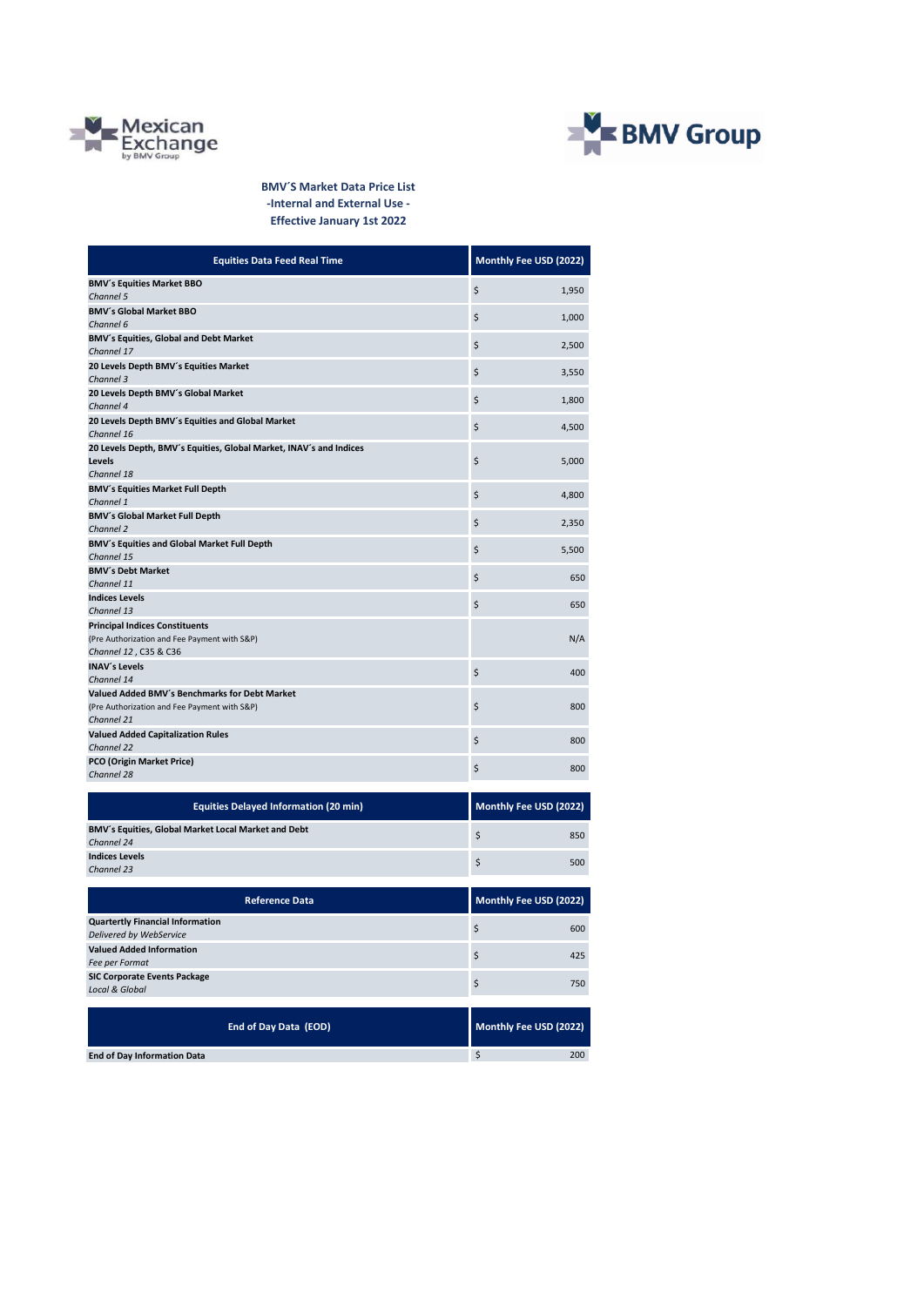Mexican Exchange by BMV Group

BMV Group

**BMV´S Market Data Price List**
**-Internal and External Use -**
**Effective January 1st 2022**

| Equities Data Feed Real Time | Monthly Fee USD (2022) |
|---|---|
| **BMV´s Equities Market BBO** *Channel 5* | $ 1,950 |
| **BMV´s Global Market BBO** *Channel 6* | $ 1,000 |
| **BMV´s Equities, Global and Debt Market** *Channel 17* | $ 2,500 |
| **20 Levels Depth BMV´s Equities Market** *Channel 3* | $ 3,550 |
| **20 Levels Depth BMV´s Global Market** *Channel 4* | $ 1,800 |
| **20 Levels Depth BMV´s Equities and Global Market** *Channel 16* | $ 4,500 |
| **20 Levels Depth, BMV´s Equities, Global Market, INAV´s and Indices Levels** *Channel 18* | $ 5,000 |
| **BMV´s Equities Market Full Depth** *Channel 1* | $ 4,800 |
| **BMV´s Global Market Full Depth** *Channel 2* | $ 2,350 |
| **BMV´s Equities and Global Market Full Depth** *Channel 15* | $ 5,500 |
| **BMV´s Debt Market** *Channel 11* | $ 650 |
| **Indices Levels** *Channel 13* | $ 650 |
| **Principal Indices Constituents** (Pre Authorization and Fee Payment with S&P) *Channel 12 , C35 & C36* | N/A |
| **INAV´s Levels** *Channel 14* | $ 400 |
| **Valued Added BMV´s Benchmarks for Debt Market** (Pre Authorization and Fee Payment with S&P) *Channel 21* | $ 800 |
| **Valued Added Capitalization Rules** *Channel 22* | $ 800 |
| **PCO (Origin Market Price)** *Channel 28* | $ 800 |

| Equities Delayed Information (20 min) | Monthly Fee USD (2022) |
|---|---|
| **BMV´s Equities, Global Market Local Market and Debt** *Channel 24* | $ 850 |
| **Indices Levels** *Channel 23* | $ 500 |

| Reference Data | Monthly Fee USD (2022) |
|---|---|
| **Quartertly Financial Information** *Delivered by WebService* | $ 600 |
| **Valued Added Information** *Fee per Format* | $ 425 |
| **SIC Corporate Events Package** *Local & Global* | $ 750 |

| End of Day Data (EOD) | Monthly Fee USD (2022) |
|---|---|
| **End of Day Information Data** | $ 200 |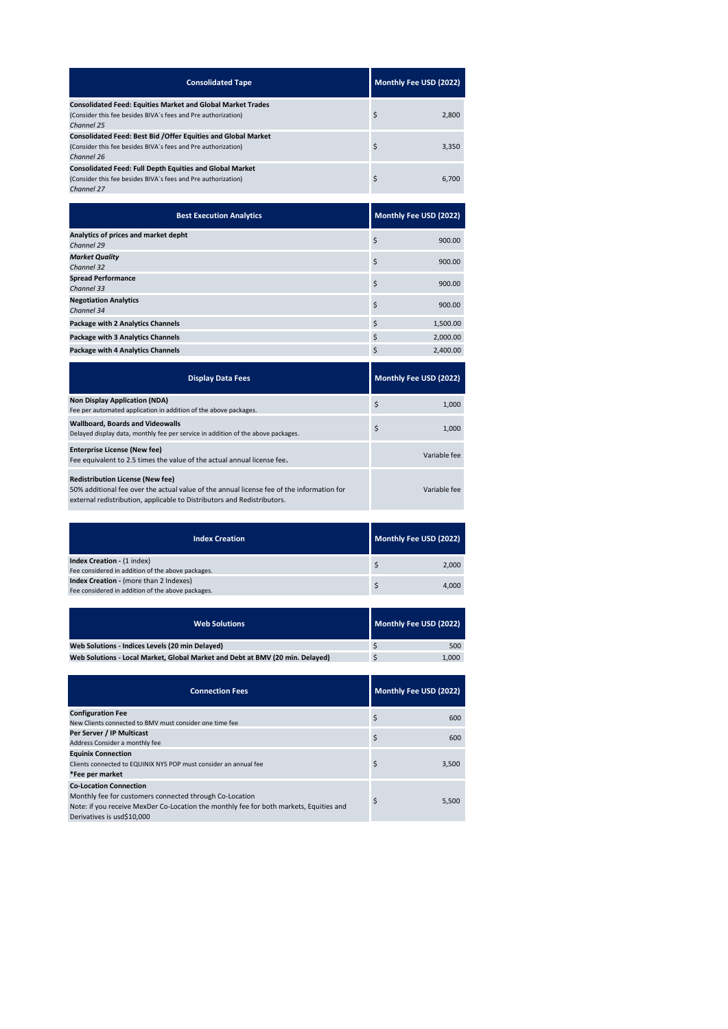| Consolidated Tape | Monthly Fee USD (2022) |
|---|---|
| **Consolidated Feed: Equities Market and Global Market Trades**<br>(Consider this fee besides BIVA´s fees and Pre authorization)<br>*Channel 25* | $ 2,800 |
| **Consolidated Feed: Best Bid /Offer Equities and Global Market**<br>(Consider this fee besides BIVA´s fees and Pre authorization)<br>*Channel 26* | $ 3,350 |
| **Consolidated Feed: Full Depth Equities and Global Market**<br>(Consider this fee besides BIVA´s fees and Pre authorization)<br>*Channel 27* | $ 6,700 |

| Best Execution Analytics | Monthly Fee USD (2022) |
|---|---|
| **Analytics of prices and market depht**<br>*Channel 29* | $ 900.00 |
| ***Market Quality***<br>*Channel 32* | $ 900.00 |
| **Spread Performance**<br>*Channel 33* | $ 900.00 |
| **Negotiation Analytics**<br>*Channel 34* | $ 900.00 |
| **Package with 2 Analytics Channels** | $ 1,500.00 |
| **Package with 3 Analytics Channels** | $ 2,000.00 |
| **Package with 4 Analytics Channels** | $ 2,400.00 |

| Display Data Fees | Monthly Fee USD (2022) |
|---|---|
| **Non Display Application (NDA)**<br>Fee per automated application in addition of the above packages. | $ 1,000 |
| **Wallboard, Boards and Videowalls**<br>Delayed display data, monthly fee per service in addition of the above packages. | $ 1,000 |
| **Enterprise License (New fee)**<br>Fee equivalent to 2.5 times the value of the actual annual license fee. | Variable fee |
| **Redistribution License (New fee)**<br>50% additional fee over the actual value of the annual license fee of the information for external redistribution, applicable to Distributors and Redistributors. | Variable fee |

| Index Creation | Monthly Fee USD (2022) |
|---|---|
| **Index Creation -** (1 index)<br>Fee considered in addition of the above packages. | $ 2,000 |
| **Index Creation -** (more than 2 Indexes)<br>Fee considered in addition of the above packages. | $ 4,000 |

| Web Solutions | Monthly Fee USD (2022) |
|---|---|
| **Web Solutions - Indices Levels (20 min Delayed)** | $ 500 |
| **Web Solutions - Local Market, Global Market and Debt at BMV (20 min. Delayed)** | $ 1,000 |

| Connection Fees | Monthly Fee USD (2022) |
|---|---|
| **Configuration Fee**<br>New Clients connected to BMV must consider one time fee | $ 600 |
| **Per Server / IP Multicast**<br>Address Consider a monthly fee | $ 600 |
| **Equinix Connection**<br>Clients connected to EQUINIX NY5 POP must consider an annual fee<br>**\*Fee per market** | $ 3,500 |
| **Co-Location Connection**<br>Monthly fee for customers connected through Co-Location<br>Note: if you receive MexDer Co-Location the monthly fee for both markets, Equities and Derivatives is usd$10,000 | $ 5,500 |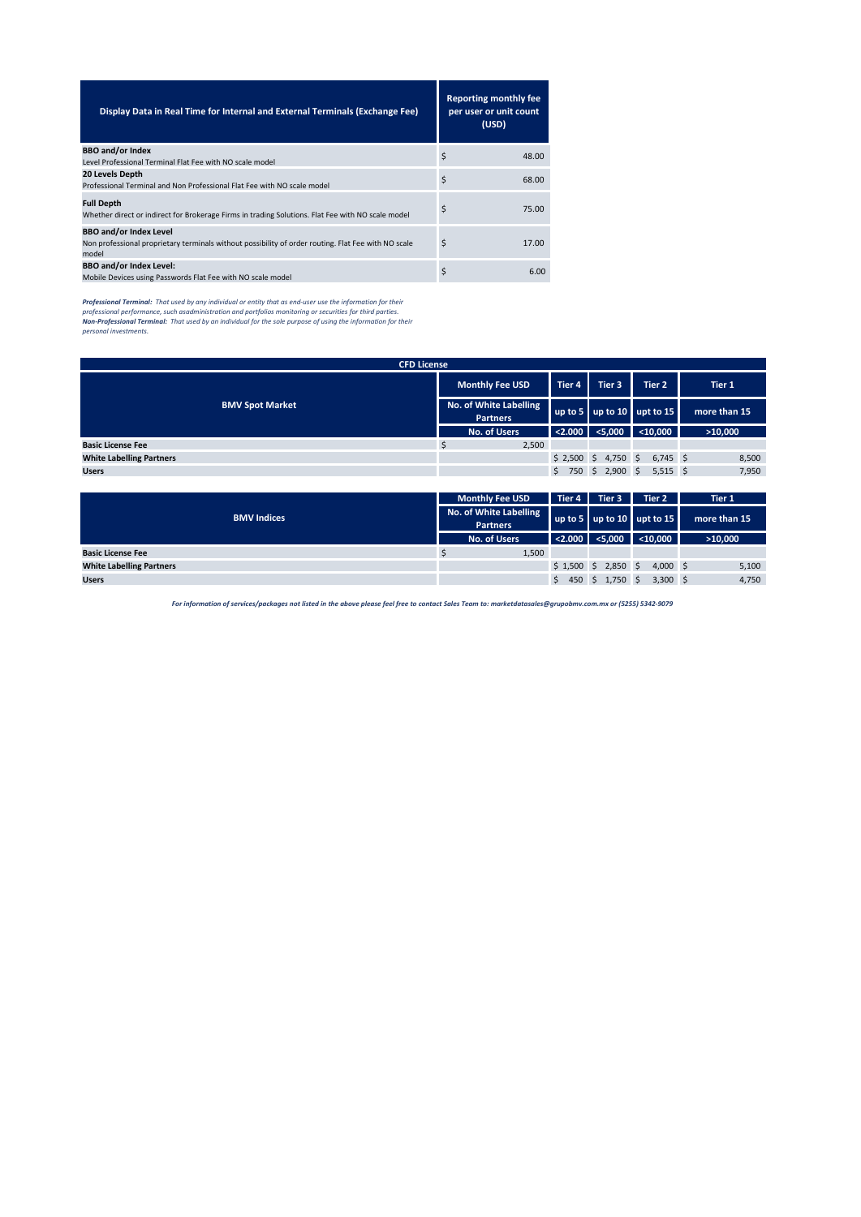| Display Data in Real Time for Internal and External Terminals (Exchange Fee) | Reporting monthly fee per user or unit count (USD) |
|---|---|
| **BBO and/or Index**<br>Level Professional Terminal Flat Fee with NO scale model | $ 48.00 |
| **20 Levels Depth**<br>Professional Terminal and Non Professional Flat Fee with NO scale model | $ 68.00 |
| **Full Depth**<br>Whether direct or indirect for Brokerage Firms in trading Solutions. Flat Fee with NO scale model | $ 75.00 |
| **BBO and/or Index Level**<br>Non professional proprietary terminals without possibility of order routing. Flat Fee with NO scale model | $ 17.00 |
| **BBO and/or Index Level:**<br>Mobile Devices using Passwords Flat Fee with NO scale model | $ 6.00 |

***Professional Terminal:*** *That used by any individual or entity that as end-user use the information for their professional performance, such asadministration and portfolios monitoring or securities for third parties.*
***Non-Professional Terminal:*** *That used by an individual for the sole purpose of using the information for their personal investments.*

**CFD License**

| BMV Spot Market | Monthly Fee USD | Tier 4 | Tier 3 | Tier 2 | Tier 1 |
|---|---|---|---|---|---|
| | No. of White Labelling Partners | up to 5 | up to 10 | upt to 15 | more than 15 |
| | No. of Users | <2.000 | <5,000 | <10,000 | >10,000 |
| **Basic License Fee** | $ 2,500 | | | | |
| **White Labelling Partners** | | $ 2,500 | $ 4,750 | $ 6,745 | $ 8,500 |
| **Users** | | $ 750 | $ 2,900 | $ 5,515 | $ 7,950 |

| BMV Indices | Monthly Fee USD | Tier 4 | Tier 3 | Tier 2 | Tier 1 |
|---|---|---|---|---|---|
| | No. of White Labelling Partners | up to 5 | up to 10 | upt to 15 | more than 15 |
| | No. of Users | <2.000 | <5,000 | <10,000 | >10,000 |
| **Basic License Fee** | $ 1,500 | | | | |
| **White Labelling Partners** | | $ 1,500 | $ 2,850 | $ 4,000 | $ 5,100 |
| **Users** | | $ 450 | $ 1,750 | $ 3,300 | $ 4,750 |

***For information of services/packages not listed in the above please feel free to contact Sales Team to: marketdatasales@grupobmv.com.mx or (5255) 5342-9079***